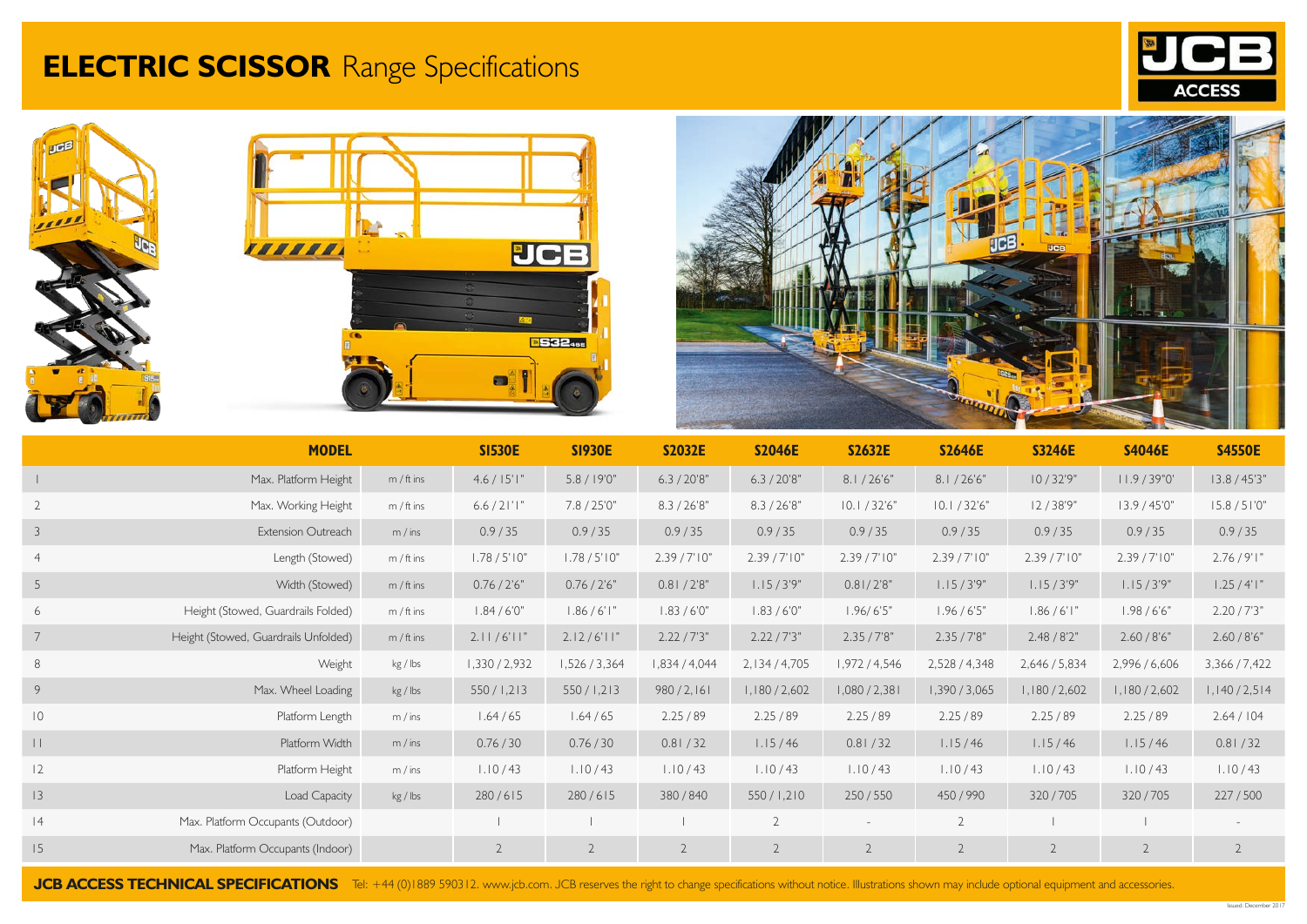# **ELECTRIC SCISSOR** Range Specifications

JCB ACCESS

| | MODEL | | S1530E | S1930E | S2032E | S2046E | S2632E | S2646E | S3246E | S4046E | S4550E |
|---|---|---|---|---|---|---|---|---|---|---|---|
| 1 | Max. Platform Height | m / ft ins | 4.6 / 15'1" | 5.8 / 19'0" | 6.3 / 20'8" | 6.3 / 20'8" | 8.1 / 26'6" | 8.1 / 26'6" | 10 / 32'9" | 11.9 / 39"0' | 13.8 / 45'3" |
| 2 | Max. Working Height | m / ft ins | 6.6 / 21'1" | 7.8 / 25'0" | 8.3 / 26'8" | 8.3 / 26'8" | 10.1 / 32'6" | 10.1 / 32'6" | 12 / 38'9" | 13.9 / 45'0" | 15.8 / 51'0" |
| 3 | Extension Outreach | m / ins | 0.9 / 35 | 0.9 / 35 | 0.9 / 35 | 0.9 / 35 | 0.9 / 35 | 0.9 / 35 | 0.9 / 35 | 0.9 / 35 | 0.9 / 35 |
| 4 | Length (Stowed) | m / ft ins | 1.78 / 5'10" | 1.78 / 5'10" | 2.39 / 7'10" | 2.39 / 7'10" | 2.39 / 7'10" | 2.39 / 7'10" | 2.39 / 7'10" | 2.39 / 7'10" | 2.76 / 9'1" |
| 5 | Width (Stowed) | m / ft ins | 0.76 / 2'6" | 0.76 / 2'6" | 0.81 / 2'8" | 1.15 / 3'9" | 0.81/ 2'8" | 1.15 / 3'9" | 1.15 / 3'9" | 1.15 / 3'9" | 1.25 / 4'1" |
| 6 | Height (Stowed, Guardrails Folded) | m / ft ins | 1.84 / 6'0" | 1.86 / 6'1" | 1.83 / 6'0" | 1.83 / 6'0" | 1.96/ 6'5" | 1.96 / 6'5" | 1.86 / 6'1" | 1.98 / 6'6" | 2.20 / 7'3" |
| 7 | Height (Stowed, Guardrails Unfolded) | m / ft ins | 2.11 / 6'11" | 2.12 / 6'11" | 2.22 / 7'3" | 2.22 / 7'3" | 2.35 / 7'8" | 2.35 / 7'8" | 2.48 / 8'2" | 2.60 / 8'6" | 2.60 / 8'6" |
| 8 | Weight | kg / lbs | 1,330 / 2,932 | 1,526 / 3,364 | 1,834 / 4,044 | 2,134 / 4,705 | 1,972 / 4,546 | 2,528 / 4,348 | 2,646 / 5,834 | 2,996 / 6,606 | 3,366 / 7,422 |
| 9 | Max. Wheel Loading | kg / lbs | 550 / 1,213 | 550 / 1,213 | 980 / 2,161 | 1,180 / 2,602 | 1,080 / 2,381 | 1,390 / 3,065 | 1,180 / 2,602 | 1,180 / 2,602 | 1,140 / 2,514 |
| 10 | Platform Length | m / ins | 1.64 / 65 | 1.64 / 65 | 2.25 / 89 | 2.25 / 89 | 2.25 / 89 | 2.25 / 89 | 2.25 / 89 | 2.25 / 89 | 2.64 / 104 |
| 11 | Platform Width | m / ins | 0.76 / 30 | 0.76 / 30 | 0.81 / 32 | 1.15 / 46 | 0.81 / 32 | 1.15 / 46 | 1.15 / 46 | 1.15 / 46 | 0.81 / 32 |
| 12 | Platform Height | m / ins | 1.10 / 43 | 1.10 / 43 | 1.10 / 43 | 1.10 / 43 | 1.10 / 43 | 1.10 / 43 | 1.10 / 43 | 1.10 / 43 | 1.10 / 43 |
| 13 | Load Capacity | kg / lbs | 280 / 615 | 280 / 615 | 380 / 840 | 550 / 1,210 | 250 / 550 | 450 / 990 | 320 / 705 | 320 / 705 | 227 / 500 |
| 14 | Max. Platform Occupants (Outdoor) | | 1 | 1 | 1 | 2 | - | 2 | 1 | 1 | - |
| 15 | Max. Platform Occupants (Indoor) | | 2 | 2 | 2 | 2 | 2 | 2 | 2 | 2 | 2 |

**JCB ACCESS TECHNICAL SPECIFICATIONS** Tel: +44 (0)1889 590312. www.jcb.com. JCB reserves the right to change specifications without notice. Illustrations shown may include optional equipment and accessories.

Issued: December 2017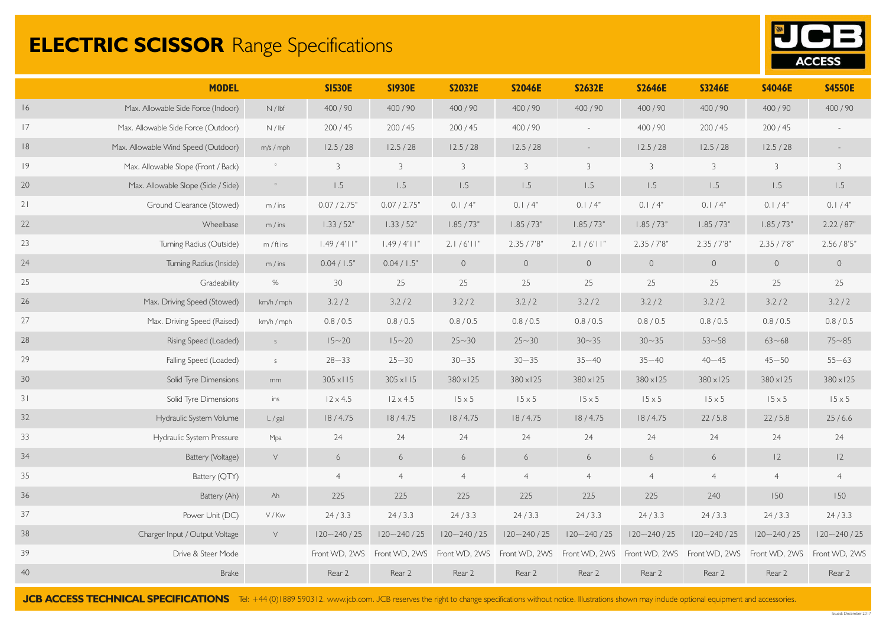# ELECTRIC SCISSOR Range Specifications

JCB ACCESS

| | MODEL | | SI530E | SI930E | S2032E | S2046E | S2632E | S2646E | S3246E | S4046E | S4550E |
|---|---|---|---|---|---|---|---|---|---|---|---|
| 16 | Max. Allowable Side Force (Indoor) | N / lbf | 400 / 90 | 400 / 90 | 400 / 90 | 400 / 90 | 400 / 90 | 400 / 90 | 400 / 90 | 400 / 90 | 400 / 90 |
| 17 | Max. Allowable Side Force (Outdoor) | N / lbf | 200 / 45 | 200 / 45 | 200 / 45 | 400 / 90 | - | 400 / 90 | 200 / 45 | 200 / 45 | - |
| 18 | Max. Allowable Wind Speed (Outdoor) | m/s / mph | 12.5 / 28 | 12.5 / 28 | 12.5 / 28 | 12.5 / 28 | - | 12.5 / 28 | 12.5 / 28 | 12.5 / 28 | - |
| 19 | Max. Allowable Slope (Front / Back) | ° | 3 | 3 | 3 | 3 | 3 | 3 | 3 | 3 | 3 |
| 20 | Max. Allowable Slope (Side / Side) | ° | 1.5 | 1.5 | 1.5 | 1.5 | 1.5 | 1.5 | 1.5 | 1.5 | 1.5 |
| 21 | Ground Clearance (Stowed) | m / ins | 0.07 / 2.75" | 0.07 / 2.75" | 0.1 / 4" | 0.1 / 4" | 0.1 / 4" | 0.1 / 4" | 0.1 / 4" | 0.1 / 4" | 0.1 / 4" |
| 22 | Wheelbase | m / ins | 1.33 / 52" | 1.33 / 52" | 1.85 / 73" | 1.85 / 73" | 1.85 / 73" | 1.85 / 73" | 1.85 / 73" | 1.85 / 73" | 2.22 / 87" |
| 23 | Turning Radius (Outside) | m / ft ins | 1.49 / 4'11" | 1.49 / 4'11" | 2.1 / 6'11" | 2.35 / 7'8" | 2.1 / 6'11" | 2.35 / 7'8" | 2.35 / 7'8" | 2.35 / 7'8" | 2.56 / 8'5" |
| 24 | Turning Radius (Inside) | m / ins | 0.04 / 1.5" | 0.04 / 1.5" | 0 | 0 | 0 | 0 | 0 | 0 | 0 |
| 25 | Gradeability | % | 30 | 25 | 25 | 25 | 25 | 25 | 25 | 25 | 25 |
| 26 | Max. Driving Speed (Stowed) | km/h / mph | 3.2 / 2 | 3.2 / 2 | 3.2 / 2 | 3.2 / 2 | 3.2 / 2 | 3.2 / 2 | 3.2 / 2 | 3.2 / 2 | 3.2 / 2 |
| 27 | Max. Driving Speed (Raised) | km/h / mph | 0.8 / 0.5 | 0.8 / 0.5 | 0.8 / 0.5 | 0.8 / 0.5 | 0.8 / 0.5 | 0.8 / 0.5 | 0.8 / 0.5 | 0.8 / 0.5 | 0.8 / 0.5 |
| 28 | Rising Speed (Loaded) | s | 15~20 | 15~20 | 25~30 | 25~30 | 30~35 | 30~35 | 53~58 | 63~68 | 75~85 |
| 29 | Falling Speed (Loaded) | s | 28~33 | 25~30 | 30~35 | 30~35 | 35~40 | 35~40 | 40~45 | 45~50 | 55~63 |
| 30 | Solid Tyre Dimensions | mm | 305 x 115 | 305 x 115 | 380 x 125 | 380 x 125 | 380 x 125 | 380 x 125 | 380 x 125 | 380 x 125 | 380 x 125 |
| 31 | Solid Tyre Dimensions | ins | 12 x 4.5 | 12 x 4.5 | 15 x 5 | 15 x 5 | 15 x 5 | 15 x 5 | 15 x 5 | 15 x 5 | 15 x 5 |
| 32 | Hydraulic System Volume | L / gal | 18 / 4.75 | 18 / 4.75 | 18 / 4.75 | 18 / 4.75 | 18 / 4.75 | 18 / 4.75 | 22 / 5.8 | 22 / 5.8 | 25 / 6.6 |
| 33 | Hydraulic System Pressure | Mpa | 24 | 24 | 24 | 24 | 24 | 24 | 24 | 24 | 24 |
| 34 | Battery (Voltage) | V | 6 | 6 | 6 | 6 | 6 | 6 | 6 | 12 | 12 |
| 35 | Battery (QTY) | | 4 | 4 | 4 | 4 | 4 | 4 | 4 | 4 | 4 |
| 36 | Battery (Ah) | Ah | 225 | 225 | 225 | 225 | 225 | 225 | 240 | 150 | 150 |
| 37 | Power Unit (DC) | V / Kw | 24 / 3.3 | 24 / 3.3 | 24 / 3.3 | 24 / 3.3 | 24 / 3.3 | 24 / 3.3 | 24 / 3.3 | 24 / 3.3 | 24 / 3.3 |
| 38 | Charger Input / Output Voltage | V | 120~240 / 25 | 120~240 / 25 | 120~240 / 25 | 120~240 / 25 | 120~240 / 25 | 120~240 / 25 | 120~240 / 25 | 120~240 / 25 | 120~240 / 25 |
| 39 | Drive & Steer Mode | | Front WD, 2WS | Front WD, 2WS | Front WD, 2WS | Front WD, 2WS | Front WD, 2WS | Front WD, 2WS | Front WD, 2WS | Front WD, 2WS | Front WD, 2WS |
| 40 | Brake | | Rear 2 | Rear 2 | Rear 2 | Rear 2 | Rear 2 | Rear 2 | Rear 2 | Rear 2 | Rear 2 |

**JCB ACCESS TECHNICAL SPECIFICATIONS** Tel: +44 (0)1889 590312. www.jcb.com. JCB reserves the right to change specifications without notice. Illustrations shown may include optional equipment and accessories.

Issued: December 2017